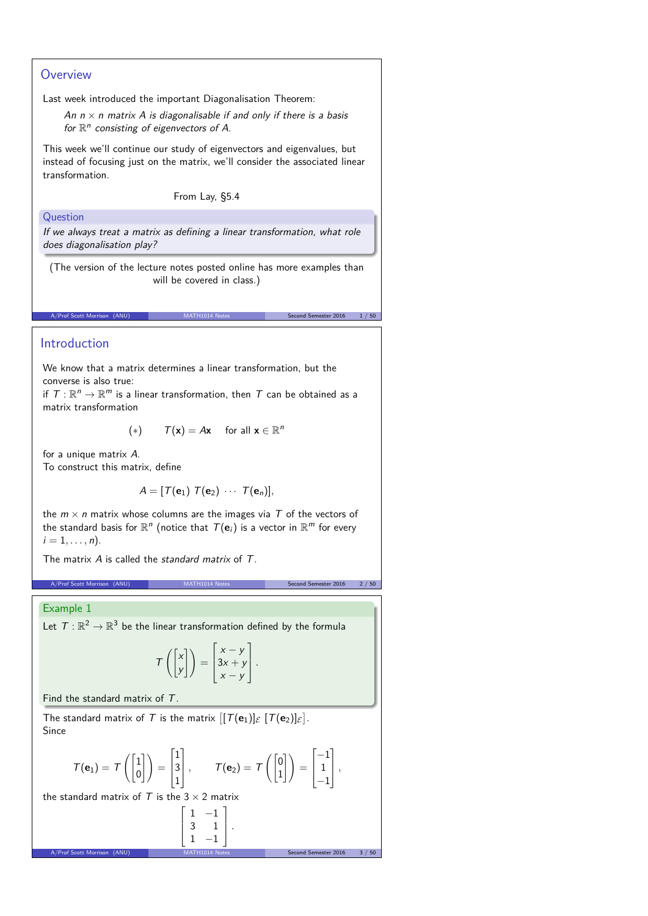## Overview

Last week introduced the important Diagonalisation Theorem:

> *An $n \times n$ matrix $A$ is diagonalisable if and only if there is a basis for $\mathbb{R}^n$ consisting of eigenvectors of $A$.*

This week we'll continue our study of eigenvectors and eigenvalues, but instead of focusing just on the matrix, we'll consider the associated linear transformation.

From Lay, §5.4

**Question**

*If we always treat a matrix as defining a linear transformation, what role does diagonalisation play?*

(The version of the lecture notes posted online has more examples than will be covered in class.)

## Introduction

We know that a matrix determines a linear transformation, but the converse is also true:
if $T : \mathbb{R}^n \to \mathbb{R}^m$ is a linear transformation, then $T$ can be obtained as a matrix transformation

$$(*) \qquad T(\mathbf{x}) = A\mathbf{x} \quad \text{for all } \mathbf{x} \in \mathbb{R}^n$$

for a unique matrix $A$.
To construct this matrix, define

$$A = [T(\mathbf{e}_1)\ T(\mathbf{e}_2)\ \cdots\ T(\mathbf{e}_n)],$$

the $m \times n$ matrix whose columns are the images via $T$ of the vectors of the standard basis for $\mathbb{R}^n$ (notice that $T(\mathbf{e}_i)$ is a vector in $\mathbb{R}^m$ for every $i = 1, \ldots, n$).

The matrix $A$ is called the *standard matrix* of $T$.

**Example 1**

Let $T : \mathbb{R}^2 \to \mathbb{R}^3$ be the linear transformation defined by the formula

$$T\left(\begin{bmatrix} x \\ y \end{bmatrix}\right) = \begin{bmatrix} x - y \\ 3x + y \\ x - y \end{bmatrix}.$$

Find the standard matrix of $T$.

The standard matrix of $T$ is the matrix $[[T(\mathbf{e}_1)]_{\mathcal{E}}\ [T(\mathbf{e}_2)]_{\mathcal{E}}]$.
Since

$$T(\mathbf{e}_1) = T\left(\begin{bmatrix} 1 \\ 0 \end{bmatrix}\right) = \begin{bmatrix} 1 \\ 3 \\ 1 \end{bmatrix}, \qquad T(\mathbf{e}_2) = T\left(\begin{bmatrix} 0 \\ 1 \end{bmatrix}\right) = \begin{bmatrix} -1 \\ 1 \\ -1 \end{bmatrix},$$

the standard matrix of $T$ is the $3 \times 2$ matrix

$$\begin{bmatrix} 1 & -1 \\ 3 & 1 \\ 1 & -1 \end{bmatrix}.$$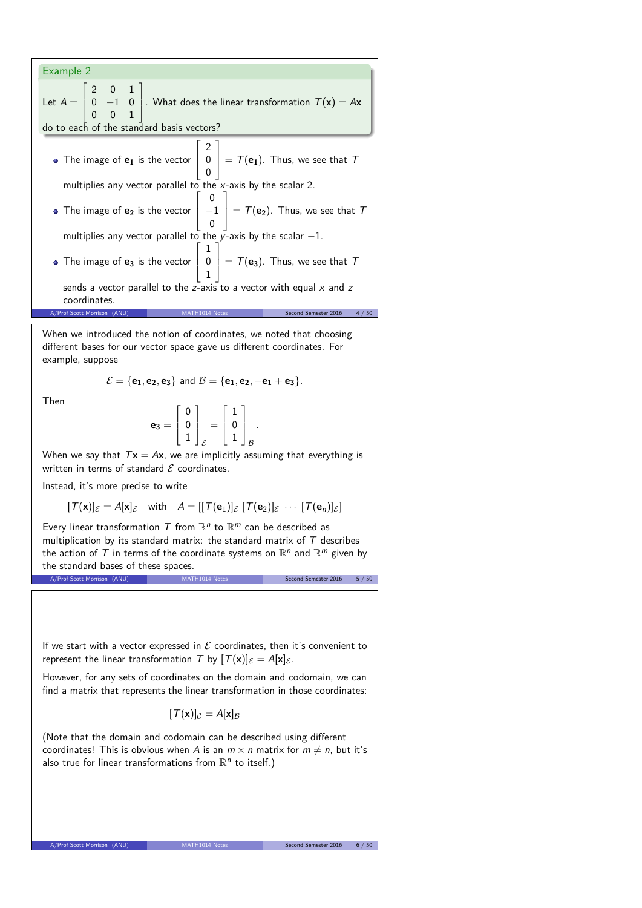### Example 2

Let $A = \begin{bmatrix} 2 & 0 & 1 \\ 0 & -1 & 0 \\ 0 & 0 & 1 \end{bmatrix}$. What does the linear transformation $T(\mathbf{x}) = A\mathbf{x}$ do to each of the standard basis vectors?

- The image of $\mathbf{e_1}$ is the vector $\begin{bmatrix} 2 \\ 0 \\ 0 \end{bmatrix} = T(\mathbf{e_1})$. Thus, we see that $T$ multiplies any vector parallel to the $x$-axis by the scalar 2.
- The image of $\mathbf{e_2}$ is the vector $\begin{bmatrix} 0 \\ -1 \\ 0 \end{bmatrix} = T(\mathbf{e_2})$. Thus, we see that $T$ multiplies any vector parallel to the $y$-axis by the scalar $-1$.
- The image of $\mathbf{e_3}$ is the vector $\begin{bmatrix} 1 \\ 0 \\ 1 \end{bmatrix} = T(\mathbf{e_3})$. Thus, we see that $T$ sends a vector parallel to the $z$-axis to a vector with equal $x$ and $z$ coordinates.

When we introduced the notion of coordinates, we noted that choosing different bases for our vector space gave us different coordinates. For example, suppose

$$\mathcal{E} = \{\mathbf{e_1}, \mathbf{e_2}, \mathbf{e_3}\} \text{ and } \mathcal{B} = \{\mathbf{e_1}, \mathbf{e_2}, -\mathbf{e_1} + \mathbf{e_3}\}.$$

Then

$$\mathbf{e_3} = \begin{bmatrix} 0 \\ 0 \\ 1 \end{bmatrix}_{\mathcal{E}} = \begin{bmatrix} 1 \\ 0 \\ 1 \end{bmatrix}_{\mathcal{B}}.$$

When we say that $T\mathbf{x} = A\mathbf{x}$, we are implicitly assuming that everything is written in terms of standard $\mathcal{E}$ coordinates.

Instead, it's more precise to write

$$[T(\mathbf{x})]_{\mathcal{E}} = A[\mathbf{x}]_{\mathcal{E}} \quad \text{with} \quad A = [[T(\mathbf{e}_1)]_{\mathcal{E}} \; [T(\mathbf{e}_2)]_{\mathcal{E}} \; \cdots \; [T(\mathbf{e}_n)]_{\mathcal{E}}]$$

Every linear transformation $T$ from $\mathbb{R}^n$ to $\mathbb{R}^m$ can be described as multiplication by its standard matrix: the standard matrix of $T$ describes the action of $T$ in terms of the coordinate systems on $\mathbb{R}^n$ and $\mathbb{R}^m$ given by the standard bases of these spaces.

If we start with a vector expressed in $\mathcal{E}$ coordinates, then it's convenient to represent the linear transformation $T$ by $[T(\mathbf{x})]_{\mathcal{E}} = A[\mathbf{x}]_{\mathcal{E}}$.

However, for any sets of coordinates on the domain and codomain, we can find a matrix that represents the linear transformation in those coordinates:

$$[T(\mathbf{x})]_{\mathcal{C}} = A[\mathbf{x}]_{\mathcal{B}}$$

(Note that the domain and codomain can be described using different coordinates! This is obvious when $A$ is an $m \times n$ matrix for $m \neq n$, but it's also true for linear transformations from $\mathbb{R}^n$ to itself.)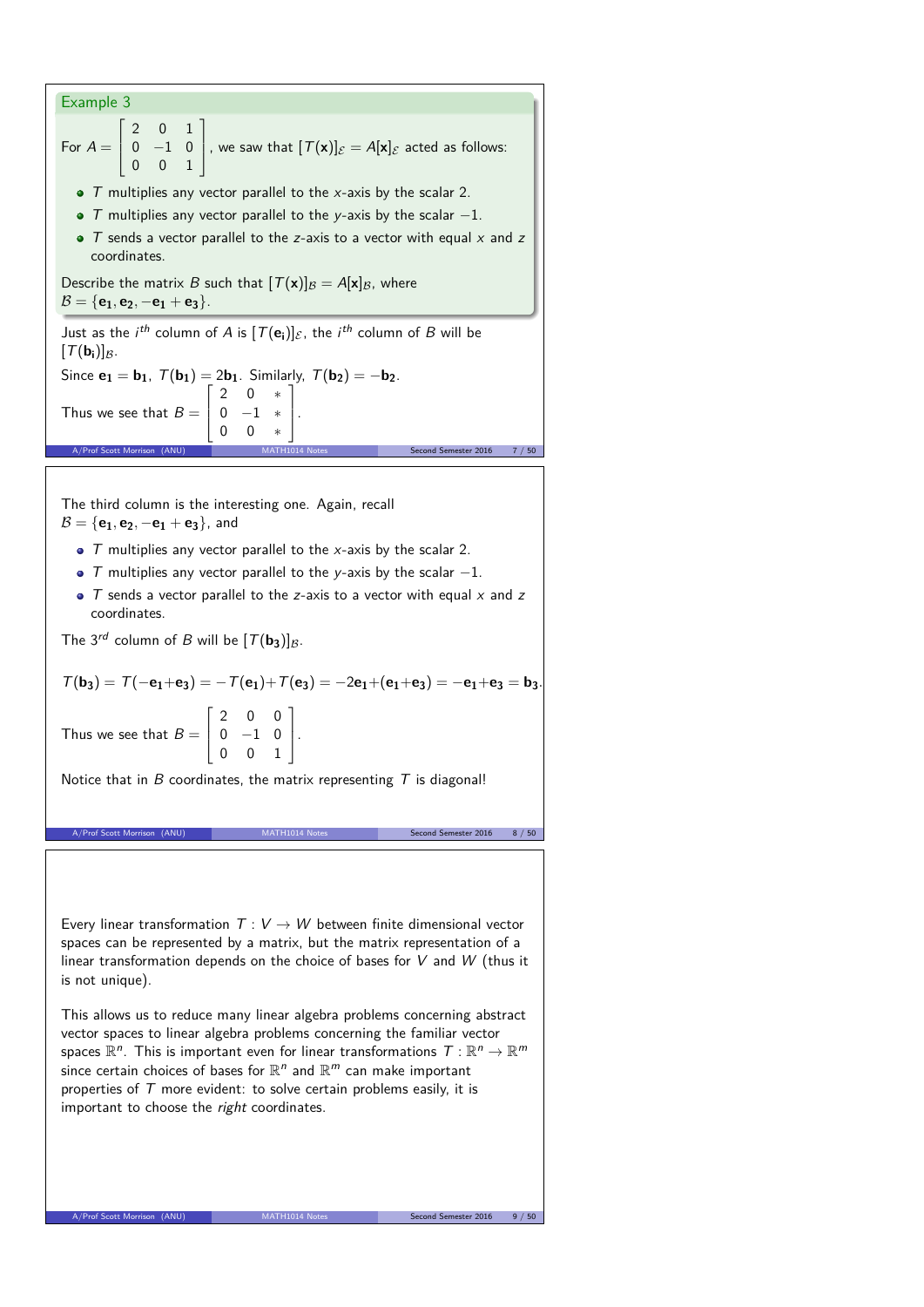### Example 3

For $A = \begin{bmatrix} 2 & 0 & 1 \\ 0 & -1 & 0 \\ 0 & 0 & 1 \end{bmatrix}$, we saw that $[T(\mathbf{x})]_{\mathcal{E}} = A[\mathbf{x}]_{\mathcal{E}}$ acted as follows:

- $T$ multiplies any vector parallel to the $x$-axis by the scalar 2.
- $T$ multiplies any vector parallel to the $y$-axis by the scalar $-1$.
- $T$ sends a vector parallel to the $z$-axis to a vector with equal $x$ and $z$ coordinates.

Describe the matrix $B$ such that $[T(\mathbf{x})]_{\mathcal{B}} = A[\mathbf{x}]_{\mathcal{B}}$, where $\mathcal{B} = \{\mathbf{e_1}, \mathbf{e_2}, -\mathbf{e_1} + \mathbf{e_3}\}$.

Just as the $i^{th}$ column of $A$ is $[T(\mathbf{e_i})]_{\mathcal{E}}$, the $i^{th}$ column of $B$ will be $[T(\mathbf{b_i})]_{\mathcal{B}}$.

Since $\mathbf{e_1} = \mathbf{b_1}$, $T(\mathbf{b_1}) = 2\mathbf{b_1}$. Similarly, $T(\mathbf{b_2}) = -\mathbf{b_2}$.

Thus we see that $B = \begin{bmatrix} 2 & 0 & * \\ 0 & -1 & * \\ 0 & 0 & * \end{bmatrix}$.

---

The third column is the interesting one. Again, recall $\mathcal{B} = \{\mathbf{e_1}, \mathbf{e_2}, -\mathbf{e_1} + \mathbf{e_3}\}$, and

- $T$ multiplies any vector parallel to the $x$-axis by the scalar 2.
- $T$ multiplies any vector parallel to the $y$-axis by the scalar $-1$.
- $T$ sends a vector parallel to the $z$-axis to a vector with equal $x$ and $z$ coordinates.

The $3^{rd}$ column of $B$ will be $[T(\mathbf{b_3})]_{\mathcal{B}}$.

$$T(\mathbf{b_3}) = T(-\mathbf{e_1}+\mathbf{e_3}) = -T(\mathbf{e_1})+T(\mathbf{e_3}) = -2\mathbf{e_1}+(\mathbf{e_1}+\mathbf{e_3}) = -\mathbf{e_1}+\mathbf{e_3} = \mathbf{b_3}.$$

Thus we see that $B = \begin{bmatrix} 2 & 0 & 0 \\ 0 & -1 & 0 \\ 0 & 0 & 1 \end{bmatrix}$.

Notice that in $B$ coordinates, the matrix representing $T$ is diagonal!

---

Every linear transformation $T : V \to W$ between finite dimensional vector spaces can be represented by a matrix, but the matrix representation of a linear transformation depends on the choice of bases for $V$ and $W$ (thus it is not unique).

This allows us to reduce many linear algebra problems concerning abstract vector spaces to linear algebra problems concerning the familiar vector spaces $\mathbb{R}^n$. This is important even for linear transformations $T : \mathbb{R}^n \to \mathbb{R}^m$ since certain choices of bases for $\mathbb{R}^n$ and $\mathbb{R}^m$ can make important properties of $T$ more evident: to solve certain problems easily, it is important to choose the *right* coordinates.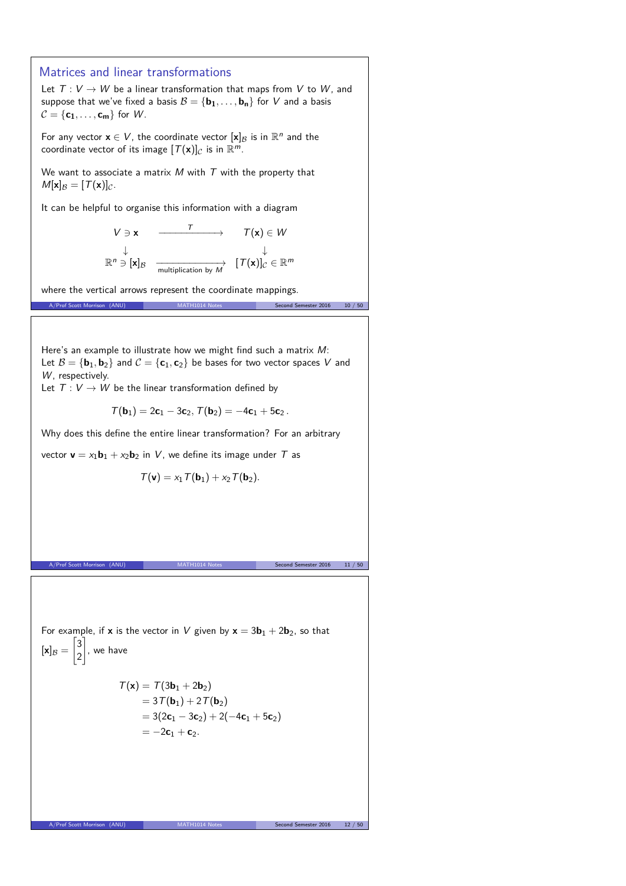## Matrices and linear transformations

Let $T : V \to W$ be a linear transformation that maps from $V$ to $W$, and suppose that we've fixed a basis $\mathcal{B} = \{\mathbf{b_1}, \ldots, \mathbf{b_n}\}$ for $V$ and a basis $\mathcal{C} = \{\mathbf{c_1}, \ldots, \mathbf{c_m}\}$ for $W$.

For any vector $\mathbf{x} \in V$, the coordinate vector $[\mathbf{x}]_{\mathcal{B}}$ is in $\mathbb{R}^n$ and the coordinate vector of its image $[T(\mathbf{x})]_{\mathcal{C}}$ is in $\mathbb{R}^m$.

We want to associate a matrix $M$ with $T$ with the property that $M[\mathbf{x}]_{\mathcal{B}} = [T(\mathbf{x})]_{\mathcal{C}}$.

It can be helpful to organise this information with a diagram

$$\begin{array}{ccc} V \ni \mathbf{x} & \xrightarrow{\quad T \quad} & T(\mathbf{x}) \in W \\ \downarrow & & \downarrow \\ \mathbb{R}^n \ni [\mathbf{x}]_{\mathcal{B}} & \xrightarrow[\text{multiplication by } M]{} & [T(\mathbf{x})]_{\mathcal{C}} \in \mathbb{R}^m \end{array}$$

where the vertical arrows represent the coordinate mappings.

Here's an example to illustrate how we might find such a matrix $M$:
Let $\mathcal{B} = \{\mathbf{b}_1, \mathbf{b}_2\}$ and $\mathcal{C} = \{\mathbf{c}_1, \mathbf{c}_2\}$ be bases for two vector spaces $V$ and $W$, respectively.
Let $T : V \to W$ be the linear transformation defined by

$$T(\mathbf{b}_1) = 2\mathbf{c}_1 - 3\mathbf{c}_2, \; T(\mathbf{b}_2) = -4\mathbf{c}_1 + 5\mathbf{c}_2\,.$$

Why does this define the entire linear transformation? For an arbitrary vector $\mathbf{v} = x_1\mathbf{b}_1 + x_2\mathbf{b}_2$ in $V$, we define its image under $T$ as

$$T(\mathbf{v}) = x_1 T(\mathbf{b}_1) + x_2 T(\mathbf{b}_2).$$

For example, if $\mathbf{x}$ is the vector in $V$ given by $\mathbf{x} = 3\mathbf{b}_1 + 2\mathbf{b}_2$, so that $[\mathbf{x}]_{\mathcal{B}} = \begin{bmatrix} 3 \\ 2 \end{bmatrix}$, we have

$$\begin{aligned} T(\mathbf{x}) &= T(3\mathbf{b}_1 + 2\mathbf{b}_2) \\ &= 3T(\mathbf{b}_1) + 2T(\mathbf{b}_2) \\ &= 3(2\mathbf{c}_1 - 3\mathbf{c}_2) + 2(-4\mathbf{c}_1 + 5\mathbf{c}_2) \\ &= -2\mathbf{c}_1 + \mathbf{c}_2. \end{aligned}$$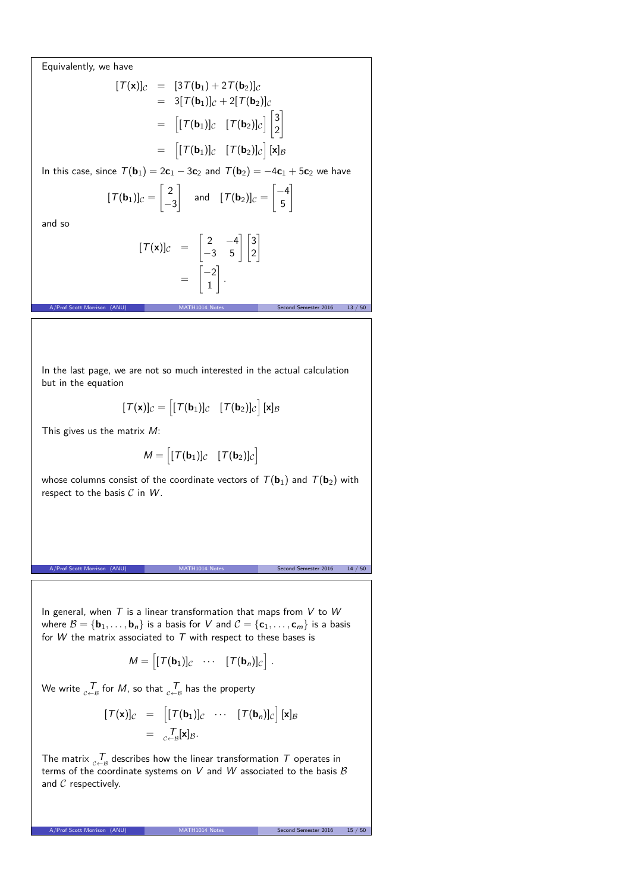Equivalently, we have

$$
\begin{aligned}
[T(\mathbf{x})]_{\mathcal{C}} &= [3T(\mathbf{b}_1) + 2T(\mathbf{b}_2)]_{\mathcal{C}} \\
&= 3[T(\mathbf{b}_1)]_{\mathcal{C}} + 2[T(\mathbf{b}_2)]_{\mathcal{C}} \\
&= \begin{bmatrix} [T(\mathbf{b}_1)]_{\mathcal{C}} & [T(\mathbf{b}_2)]_{\mathcal{C}} \end{bmatrix} \begin{bmatrix} 3 \\ 2 \end{bmatrix} \\
&= \begin{bmatrix} [T(\mathbf{b}_1)]_{\mathcal{C}} & [T(\mathbf{b}_2)]_{\mathcal{C}} \end{bmatrix} [\mathbf{x}]_{\mathcal{B}}
\end{aligned}
$$

In this case, since $T(\mathbf{b}_1) = 2\mathbf{c}_1 - 3\mathbf{c}_2$ and $T(\mathbf{b}_2) = -4\mathbf{c}_1 + 5\mathbf{c}_2$ we have

$$
[T(\mathbf{b}_1)]_{\mathcal{C}} = \begin{bmatrix} 2 \\ -3 \end{bmatrix} \quad \text{and} \quad [T(\mathbf{b}_2)]_{\mathcal{C}} = \begin{bmatrix} -4 \\ 5 \end{bmatrix}
$$

and so

$$
\begin{aligned}
[T(\mathbf{x})]_{\mathcal{C}} &= \begin{bmatrix} 2 & -4 \\ -3 & 5 \end{bmatrix} \begin{bmatrix} 3 \\ 2 \end{bmatrix} \\
&= \begin{bmatrix} -2 \\ 1 \end{bmatrix}.
\end{aligned}
$$

---

In the last page, we are not so much interested in the actual calculation but in the equation

$$
[T(\mathbf{x})]_{\mathcal{C}} = \begin{bmatrix} [T(\mathbf{b}_1)]_{\mathcal{C}} & [T(\mathbf{b}_2)]_{\mathcal{C}} \end{bmatrix} [\mathbf{x}]_{\mathcal{B}}
$$

This gives us the matrix $M$:

$$
M = \begin{bmatrix} [T(\mathbf{b}_1)]_{\mathcal{C}} & [T(\mathbf{b}_2)]_{\mathcal{C}} \end{bmatrix}
$$

whose columns consist of the coordinate vectors of $T(\mathbf{b}_1)$ and $T(\mathbf{b}_2)$ with respect to the basis $\mathcal{C}$ in $W$.

---

In general, when $T$ is a linear transformation that maps from $V$ to $W$ where $\mathcal{B} = \{\mathbf{b}_1, \ldots, \mathbf{b}_n\}$ is a basis for $V$ and $\mathcal{C} = \{\mathbf{c}_1, \ldots, \mathbf{c}_m\}$ is a basis for $W$ the matrix associated to $T$ with respect to these bases is

$$
M = \begin{bmatrix} [T(\mathbf{b}_1)]_{\mathcal{C}} & \cdots & [T(\mathbf{b}_n)]_{\mathcal{C}} \end{bmatrix}.
$$

We write ${}_{\mathcal{C} \leftarrow \mathcal{B}}T$ for $M$, so that ${}_{\mathcal{C} \leftarrow \mathcal{B}}T$ has the property

$$
\begin{aligned}
[T(\mathbf{x})]_{\mathcal{C}} &= \begin{bmatrix} [T(\mathbf{b}_1)]_{\mathcal{C}} & \cdots & [T(\mathbf{b}_n)]_{\mathcal{C}} \end{bmatrix} [\mathbf{x}]_{\mathcal{B}} \\
&= {}_{\mathcal{C} \leftarrow \mathcal{B}}T[\mathbf{x}]_{\mathcal{B}}.
\end{aligned}
$$

The matrix ${}_{\mathcal{C} \leftarrow \mathcal{B}}T$ describes how the linear transformation $T$ operates in terms of the coordinate systems on $V$ and $W$ associated to the basis $\mathcal{B}$ and $\mathcal{C}$ respectively.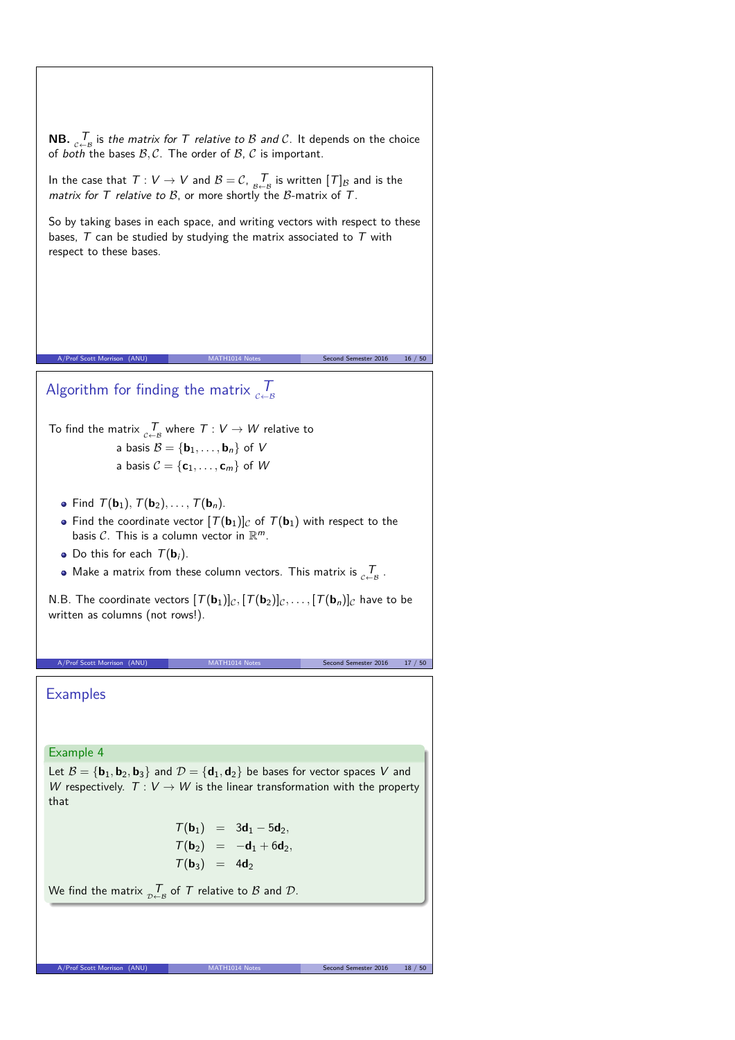**NB.** ${}_{\mathcal{C}\leftarrow\mathcal{B}}T$ is *the matrix for* $T$ *relative to* $\mathcal{B}$ *and* $\mathcal{C}$. It depends on the choice of *both* the bases $\mathcal{B}, \mathcal{C}$. The order of $\mathcal{B}$, $\mathcal{C}$ is important.

In the case that $T : V \to V$ and $\mathcal{B} = \mathcal{C}$, ${}_{\mathcal{B}\leftarrow\mathcal{B}}T$ is written $[T]_{\mathcal{B}}$ and is the *matrix for* $T$ *relative to* $\mathcal{B}$, or more shortly the $\mathcal{B}$-matrix of $T$.

So by taking bases in each space, and writing vectors with respect to these bases, $T$ can be studied by studying the matrix associated to $T$ with respect to these bases.

## Algorithm for finding the matrix ${}_{\mathcal{C}\leftarrow\mathcal{B}}T$

To find the matrix ${}_{\mathcal{C}\leftarrow\mathcal{B}}T$ where $T : V \to W$ relative to
a basis $\mathcal{B} = \{\mathbf{b}_1, \dots, \mathbf{b}_n\}$ of $V$
a basis $\mathcal{C} = \{\mathbf{c}_1, \dots, \mathbf{c}_m\}$ of $W$

- Find $T(\mathbf{b}_1), T(\mathbf{b}_2), \dots, T(\mathbf{b}_n)$.
- Find the coordinate vector $[T(\mathbf{b}_1)]_{\mathcal{C}}$ of $T(\mathbf{b}_1)$ with respect to the basis $\mathcal{C}$. This is a column vector in $\mathbb{R}^m$.
- Do this for each $T(\mathbf{b}_i)$.
- Make a matrix from these column vectors. This matrix is ${}_{\mathcal{C}\leftarrow\mathcal{B}}T$.

N.B. The coordinate vectors $[T(\mathbf{b}_1)]_{\mathcal{C}}, [T(\mathbf{b}_2)]_{\mathcal{C}}, \dots, [T(\mathbf{b}_n)]_{\mathcal{C}}$ have to be written as columns (not rows!).

## Examples

**Example 4**

Let $\mathcal{B} = \{\mathbf{b}_1, \mathbf{b}_2, \mathbf{b}_3\}$ and $\mathcal{D} = \{\mathbf{d}_1, \mathbf{d}_2\}$ be bases for vector spaces $V$ and $W$ respectively. $T : V \to W$ is the linear transformation with the property that

$$
\begin{aligned}
T(\mathbf{b}_1) &= 3\mathbf{d}_1 - 5\mathbf{d}_2, \\
T(\mathbf{b}_2) &= -\mathbf{d}_1 + 6\mathbf{d}_2, \\
T(\mathbf{b}_3) &= 4\mathbf{d}_2
\end{aligned}
$$

We find the matrix ${}_{\mathcal{D}\leftarrow\mathcal{B}}T$ of $T$ relative to $\mathcal{B}$ and $\mathcal{D}$.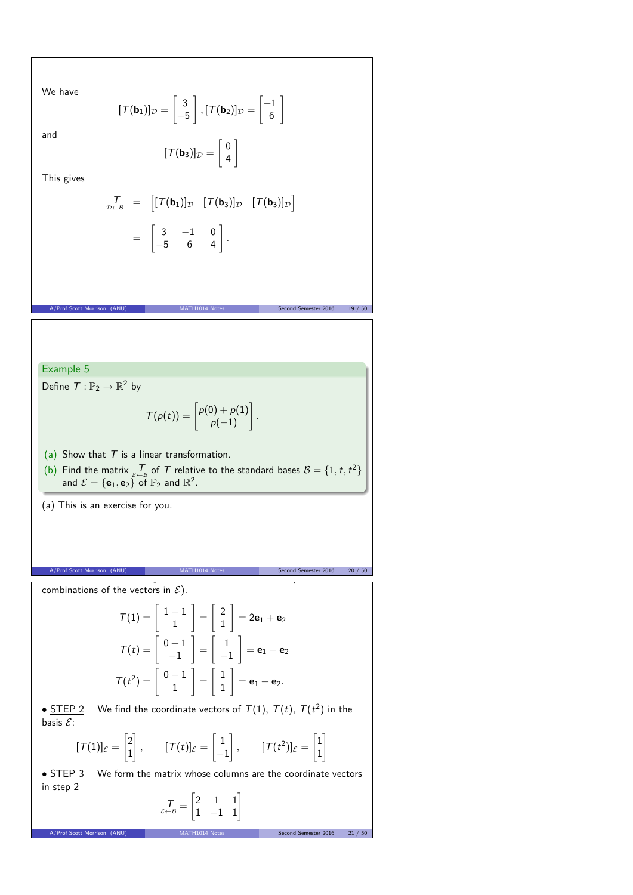We have

$$[T(\mathbf{b}_1)]_{\mathcal{D}} = \begin{bmatrix} 3 \\ -5 \end{bmatrix}, [T(\mathbf{b}_2)]_{\mathcal{D}} = \begin{bmatrix} -1 \\ 6 \end{bmatrix}$$

and

$$[T(\mathbf{b}_3)]_{\mathcal{D}} = \begin{bmatrix} 0 \\ 4 \end{bmatrix}$$

This gives

$$\underset{\mathcal{D}\leftarrow\mathcal{B}}{T} = \begin{bmatrix} [T(\mathbf{b}_1)]_{\mathcal{D}} & [T(\mathbf{b}_3)]_{\mathcal{D}} & [T(\mathbf{b}_3)]_{\mathcal{D}} \end{bmatrix}$$

$$= \begin{bmatrix} 3 & -1 & 0 \\ -5 & 6 & 4 \end{bmatrix}.$$

## Example 5

Define $T : \mathbb{P}_2 \to \mathbb{R}^2$ by

$$T(p(t)) = \begin{bmatrix} p(0) + p(1) \\ p(-1) \end{bmatrix}.$$

(a) Show that $T$ is a linear transformation.

(b) Find the matrix $\underset{\mathcal{E}\leftarrow\mathcal{B}}{T}$ of $T$ relative to the standard bases $\mathcal{B} = \{1, t, t^2\}$ and $\mathcal{E} = \{\mathbf{e}_1, \mathbf{e}_2\}$ of $\mathbb{P}_2$ and $\mathbb{R}^2$.

(a) This is an exercise for you.

combinations of the vectors in $\mathcal{E}$).

$$T(1) = \begin{bmatrix} 1+1 \\ 1 \end{bmatrix} = \begin{bmatrix} 2 \\ 1 \end{bmatrix} = 2\mathbf{e}_1 + \mathbf{e}_2$$

$$T(t) = \begin{bmatrix} 0+1 \\ -1 \end{bmatrix} = \begin{bmatrix} 1 \\ -1 \end{bmatrix} = \mathbf{e}_1 - \mathbf{e}_2$$

$$T(t^2) = \begin{bmatrix} 0+1 \\ 1 \end{bmatrix} = \begin{bmatrix} 1 \\ 1 \end{bmatrix} = \mathbf{e}_1 + \mathbf{e}_2.$$

• STEP 2 We find the coordinate vectors of $T(1)$, $T(t)$, $T(t^2)$ in the basis $\mathcal{E}$:

$$[T(1)]_{\mathcal{E}} = \begin{bmatrix} 2 \\ 1 \end{bmatrix}, \qquad [T(t)]_{\mathcal{E}} = \begin{bmatrix} 1 \\ -1 \end{bmatrix}, \qquad [T(t^2)]_{\mathcal{E}} = \begin{bmatrix} 1 \\ 1 \end{bmatrix}$$

• STEP 3 We form the matrix whose columns are the coordinate vectors in step 2

$$\underset{\mathcal{E}\leftarrow\mathcal{B}}{T} = \begin{bmatrix} 2 & 1 & 1 \\ 1 & -1 & 1 \end{bmatrix}$$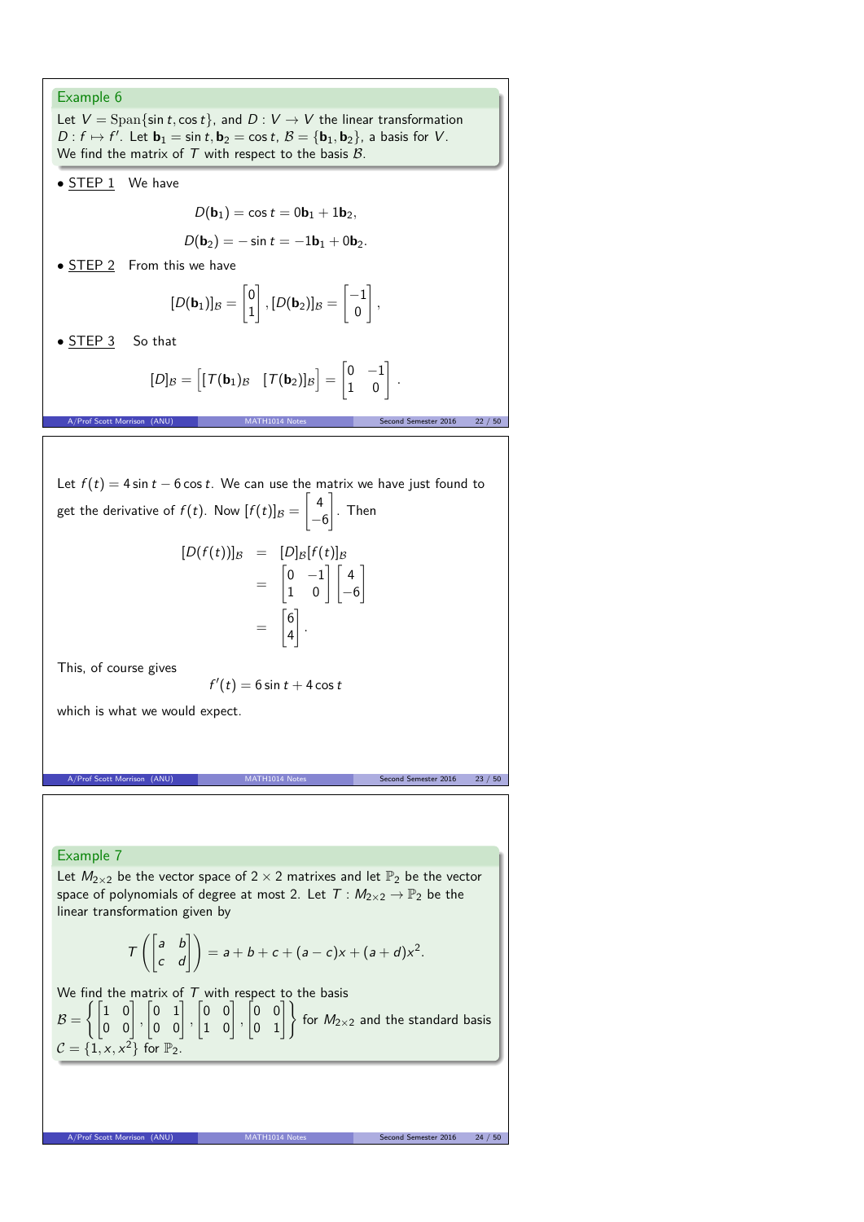### Example 6

Let $V = \text{Span}\{\sin t, \cos t\}$, and $D : V \to V$ the linear transformation $D : f \mapsto f'$. Let $\mathbf{b}_1 = \sin t, \mathbf{b}_2 = \cos t$, $\mathcal{B} = \{\mathbf{b}_1, \mathbf{b}_2\}$, a basis for $V$. We find the matrix of $T$ with respect to the basis $\mathcal{B}$.

- STEP 1 We have

$$D(\mathbf{b}_1) = \cos t = 0\mathbf{b}_1 + 1\mathbf{b}_2,$$

$$D(\mathbf{b}_2) = -\sin t = -1\mathbf{b}_1 + 0\mathbf{b}_2.$$

- STEP 2 From this we have

$$[D(\mathbf{b}_1)]_{\mathcal{B}} = \begin{bmatrix} 0 \\ 1 \end{bmatrix}, [D(\mathbf{b}_2)]_{\mathcal{B}} = \begin{bmatrix} -1 \\ 0 \end{bmatrix},$$

- STEP 3 So that

$$[D]_{\mathcal{B}} = \begin{bmatrix} [T(\mathbf{b}_1)_{\mathcal{B}} & [T(\mathbf{b}_2)]_{\mathcal{B}} \end{bmatrix} = \begin{bmatrix} 0 & -1 \\ 1 & 0 \end{bmatrix}.$$

Let $f(t) = 4\sin t - 6\cos t$. We can use the matrix we have just found to get the derivative of $f(t)$. Now $[f(t)]_{\mathcal{B}} = \begin{bmatrix} 4 \\ -6 \end{bmatrix}$. Then

$$\begin{aligned} [D(f(t))]_{\mathcal{B}} &= [D]_{\mathcal{B}}[f(t)]_{\mathcal{B}} \\ &= \begin{bmatrix} 0 & -1 \\ 1 & 0 \end{bmatrix} \begin{bmatrix} 4 \\ -6 \end{bmatrix} \\ &= \begin{bmatrix} 6 \\ 4 \end{bmatrix}. \end{aligned}$$

This, of course gives

$$f'(t) = 6\sin t + 4\cos t$$

which is what we would expect.

### Example 7

Let $M_{2\times 2}$ be the vector space of $2 \times 2$ matrixes and let $\mathbb{P}_2$ be the vector space of polynomials of degree at most 2. Let $T : M_{2\times 2} \to \mathbb{P}_2$ be the linear transformation given by

$$T\left(\begin{bmatrix} a & b \\ c & d \end{bmatrix}\right) = a + b + c + (a - c)x + (a + d)x^2.$$

We find the matrix of $T$ with respect to the basis $\mathcal{B} = \left\{ \begin{bmatrix} 1 & 0 \\ 0 & 0 \end{bmatrix}, \begin{bmatrix} 0 & 1 \\ 0 & 0 \end{bmatrix}, \begin{bmatrix} 0 & 0 \\ 1 & 0 \end{bmatrix}, \begin{bmatrix} 0 & 0 \\ 0 & 1 \end{bmatrix} \right\}$ for $M_{2\times 2}$ and the standard basis $\mathcal{C} = \{1, x, x^2\}$ for $\mathbb{P}_2$.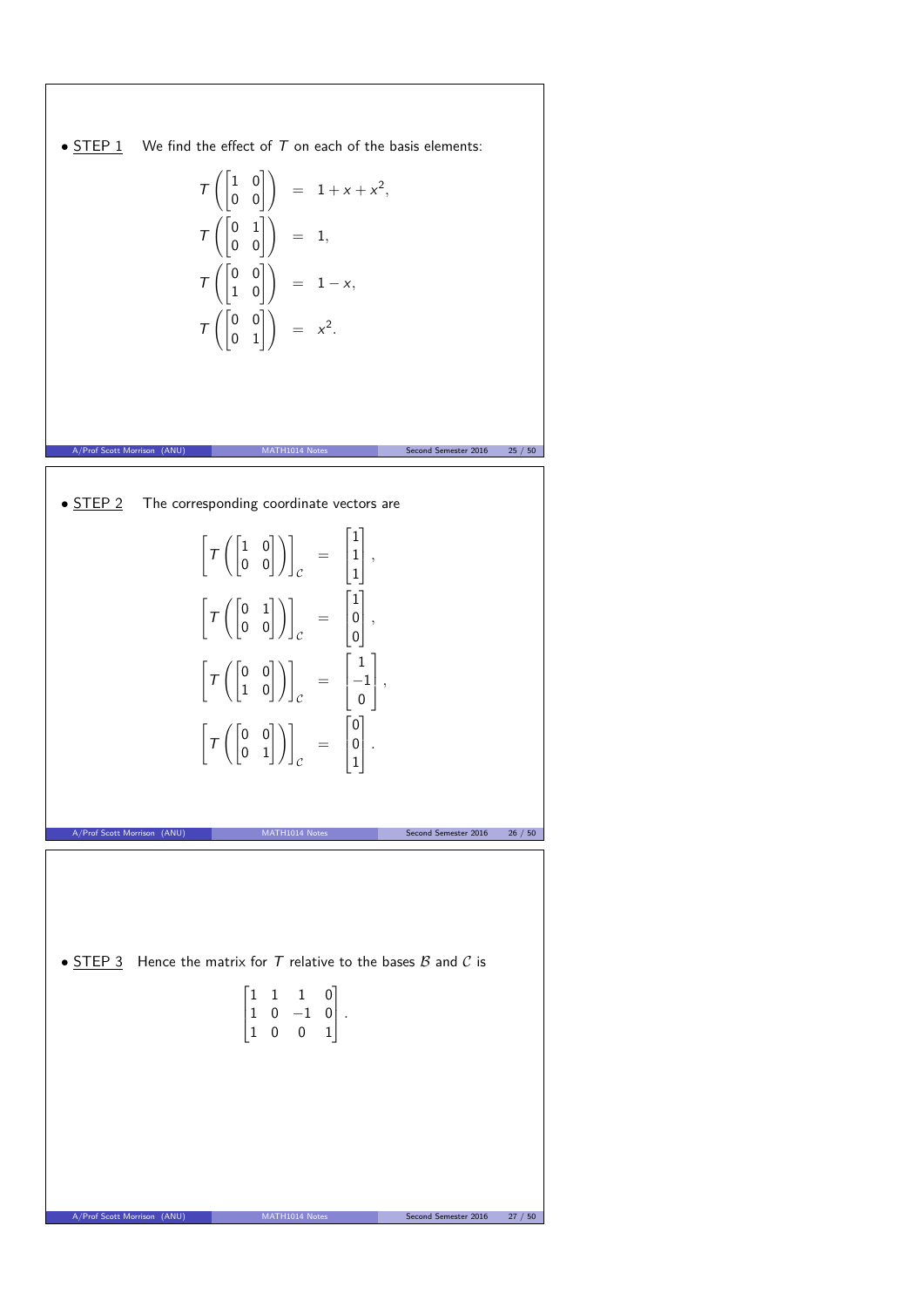- STEP 1 We find the effect of $T$ on each of the basis elements:

$$
\begin{aligned}
T\left(\begin{bmatrix}1 & 0\\ 0 & 0\end{bmatrix}\right) &= 1 + x + x^2,\\
T\left(\begin{bmatrix}0 & 1\\ 0 & 0\end{bmatrix}\right) &= 1,\\
T\left(\begin{bmatrix}0 & 0\\ 1 & 0\end{bmatrix}\right) &= 1 - x,\\
T\left(\begin{bmatrix}0 & 0\\ 0 & 1\end{bmatrix}\right) &= x^2.
\end{aligned}
$$

- STEP 2 The corresponding coordinate vectors are

$$
\begin{aligned}
\left[T\left(\begin{bmatrix}1 & 0\\ 0 & 0\end{bmatrix}\right)\right]_{\mathcal{C}} &= \begin{bmatrix}1\\ 1\\ 1\end{bmatrix},\\
\left[T\left(\begin{bmatrix}0 & 1\\ 0 & 0\end{bmatrix}\right)\right]_{\mathcal{C}} &= \begin{bmatrix}1\\ 0\\ 0\end{bmatrix},\\
\left[T\left(\begin{bmatrix}0 & 0\\ 1 & 0\end{bmatrix}\right)\right]_{\mathcal{C}} &= \begin{bmatrix}1\\ -1\\ 0\end{bmatrix},\\
\left[T\left(\begin{bmatrix}0 & 0\\ 0 & 1\end{bmatrix}\right)\right]_{\mathcal{C}} &= \begin{bmatrix}0\\ 0\\ 1\end{bmatrix}.
\end{aligned}
$$

- STEP 3 Hence the matrix for $T$ relative to the bases $\mathcal{B}$ and $\mathcal{C}$ is

$$
\begin{bmatrix}1 & 1 & 1 & 0\\ 1 & 0 & -1 & 0\\ 1 & 0 & 0 & 1\end{bmatrix}.
$$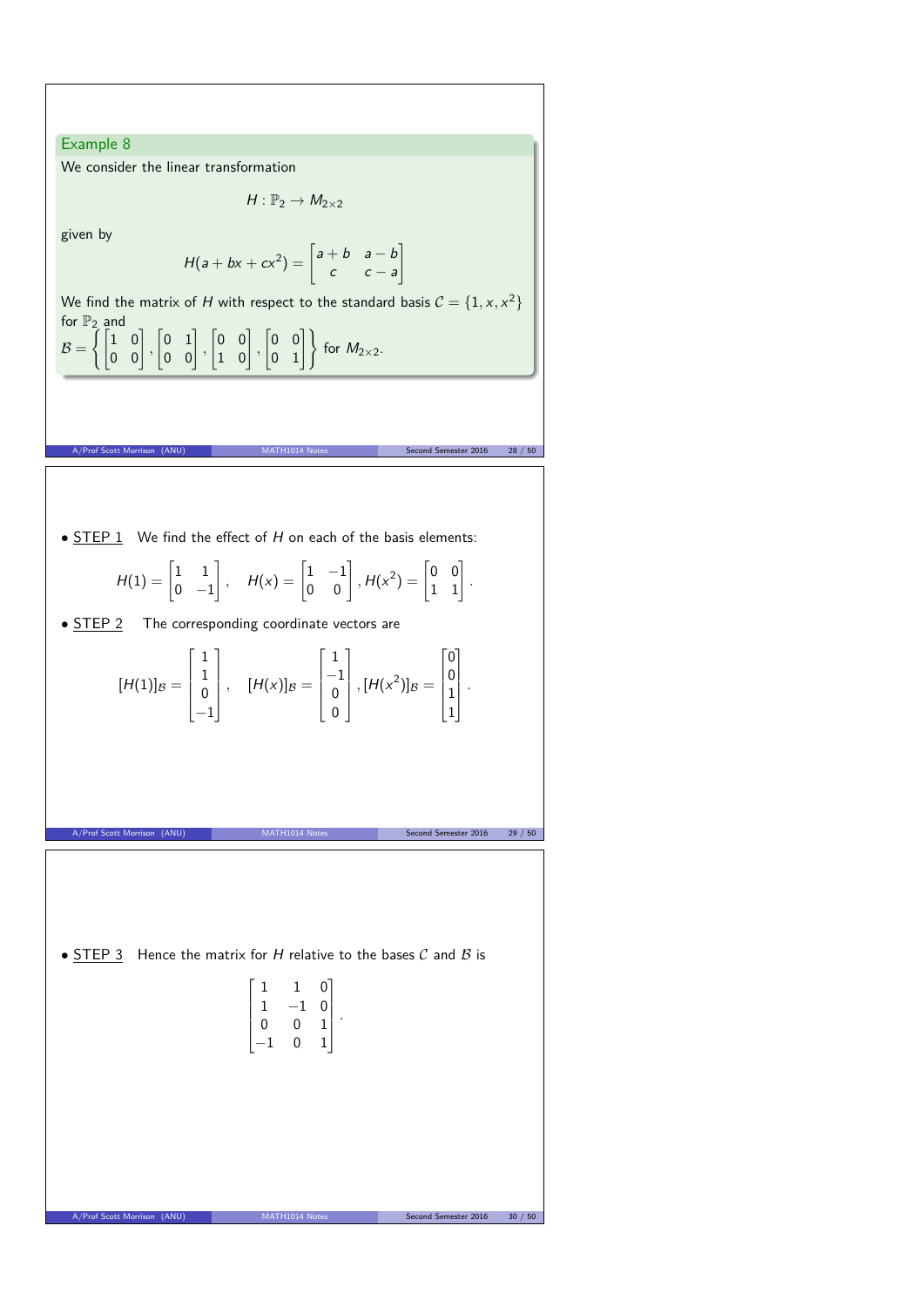### Example 8

We consider the linear transformation

$$H : \mathbb{P}_2 \to M_{2\times 2}$$

given by

$$H(a + bx + cx^2) = \begin{bmatrix} a+b & a-b \\ c & c-a \end{bmatrix}$$

We find the matrix of $H$ with respect to the standard basis $\mathcal{C} = \{1, x, x^2\}$ for $\mathbb{P}_2$ and
$\mathcal{B} = \left\{ \begin{bmatrix} 1 & 0 \\ 0 & 0 \end{bmatrix}, \begin{bmatrix} 0 & 1 \\ 0 & 0 \end{bmatrix}, \begin{bmatrix} 0 & 0 \\ 1 & 0 \end{bmatrix}, \begin{bmatrix} 0 & 0 \\ 0 & 1 \end{bmatrix} \right\}$ for $M_{2\times 2}$.

- STEP 1 We find the effect of $H$ on each of the basis elements:

$$H(1) = \begin{bmatrix} 1 & 1 \\ 0 & -1 \end{bmatrix}, \quad H(x) = \begin{bmatrix} 1 & -1 \\ 0 & 0 \end{bmatrix}, H(x^2) = \begin{bmatrix} 0 & 0 \\ 1 & 1 \end{bmatrix}.$$

- STEP 2 The corresponding coordinate vectors are

$$[H(1)]_{\mathcal{B}} = \begin{bmatrix} 1 \\ 1 \\ 0 \\ -1 \end{bmatrix}, \quad [H(x)]_{\mathcal{B}} = \begin{bmatrix} 1 \\ -1 \\ 0 \\ 0 \end{bmatrix}, [H(x^2)]_{\mathcal{B}} = \begin{bmatrix} 0 \\ 0 \\ 1 \\ 1 \end{bmatrix}.$$

- STEP 3 Hence the matrix for $H$ relative to the bases $\mathcal{C}$ and $\mathcal{B}$ is

$$\begin{bmatrix} 1 & 1 & 0 \\ 1 & -1 & 0 \\ 0 & 0 & 1 \\ -1 & 0 & 1 \end{bmatrix}.$$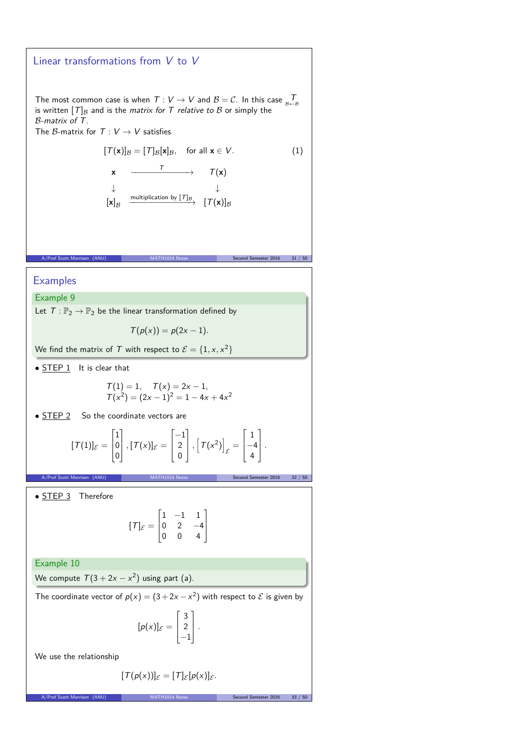## Linear transformations from $V$ to $V$

The most common case is when $T : V \to V$ and $\mathcal{B} = \mathcal{C}$. In this case $\underset{\mathcal{B}\leftarrow\mathcal{B}}{T}$ is written $[T]_{\mathcal{B}}$ and is the *matrix for* $T$ *relative to* $\mathcal{B}$ or simply the *$\mathcal{B}$-matrix of* $T$.

The $\mathcal{B}$-matrix for $T : V \to V$ satisfies

$$[T(\mathbf{x})]_{\mathcal{B}} = [T]_{\mathcal{B}}[\mathbf{x}]_{\mathcal{B}}, \quad \text{for all } \mathbf{x} \in V. \tag{1}$$

$$\begin{array}{ccc}
\mathbf{x} & \xrightarrow{\quad T \quad} & T(\mathbf{x}) \\
\downarrow & & \downarrow \\
[\mathbf{x}]_{\mathcal{B}} & \xrightarrow{\text{multiplication by } [T]_{\mathcal{B}}} & [T(\mathbf{x})]_{\mathcal{B}}
\end{array}$$

## Examples

**Example 9**

Let $T : \mathbb{P}_2 \to \mathbb{P}_2$ be the linear transformation defined by

$$T(p(x)) = p(2x - 1).$$

We find the matrix of $T$ with respect to $\mathcal{E} = \{1, x, x^2\}$

- STEP 1 It is clear that

$$T(1) = 1, \quad T(x) = 2x - 1,$$
$$T(x^2) = (2x - 1)^2 = 1 - 4x + 4x^2$$

- STEP 2 So the coordinate vectors are

$$[T(1)]_{\mathcal{E}} = \begin{bmatrix} 1 \\ 0 \\ 0 \end{bmatrix}, [T(x)]_{\mathcal{E}} = \begin{bmatrix} -1 \\ 2 \\ 0 \end{bmatrix}, \left[T(x^2)\right]_{\mathcal{E}} = \begin{bmatrix} 1 \\ -4 \\ 4 \end{bmatrix}.$$

- STEP 3 Therefore

$$[T]_{\mathcal{E}} = \begin{bmatrix} 1 & -1 & 1 \\ 0 & 2 & -4 \\ 0 & 0 & 4 \end{bmatrix}$$

**Example 10**

We compute $T(3 + 2x - x^2)$ using part (a).

The coordinate vector of $p(x) = (3 + 2x - x^2)$ with respect to $\mathcal{E}$ is given by

$$[p(x)]_{\mathcal{E}} = \begin{bmatrix} 3 \\ 2 \\ -1 \end{bmatrix}.$$

We use the relationship

$$[T(p(x))]_{\mathcal{E}} = [T]_{\mathcal{E}}[p(x)]_{\mathcal{E}}.$$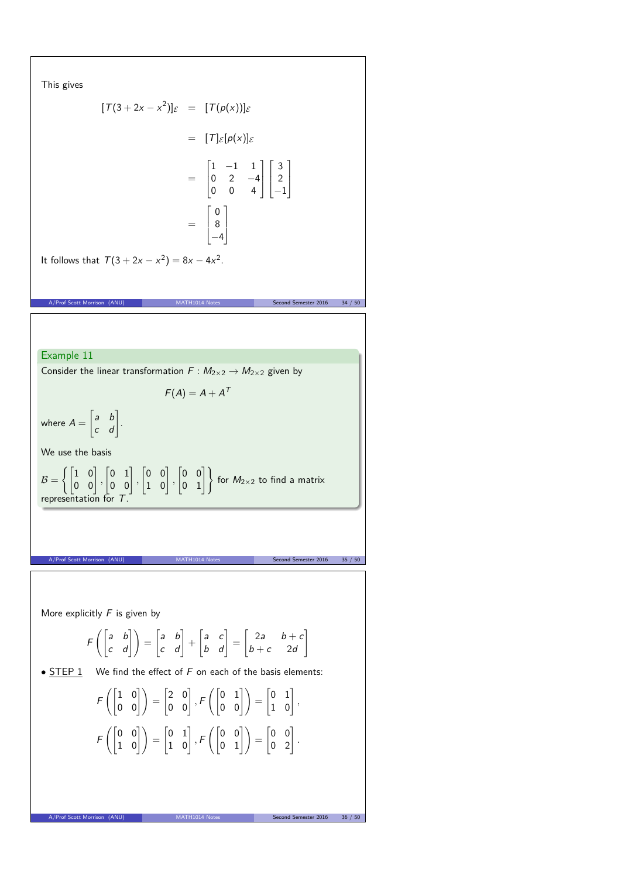This gives

$$
\begin{aligned}
[T(3+2x-x^2)]_{\mathcal{E}} &= [T(p(x))]_{\mathcal{E}} \\
&= [T]_{\mathcal{E}}[p(x)]_{\mathcal{E}} \\
&= \begin{bmatrix} 1 & -1 & 1 \\ 0 & 2 & -4 \\ 0 & 0 & 4 \end{bmatrix} \begin{bmatrix} 3 \\ 2 \\ -1 \end{bmatrix} \\
&= \begin{bmatrix} 0 \\ 8 \\ -4 \end{bmatrix}
\end{aligned}
$$

It follows that $T(3+2x-x^2) = 8x - 4x^2$.

### Example 11

Consider the linear transformation $F : M_{2\times 2} \to M_{2\times 2}$ given by

$$F(A) = A + A^T$$

where $A = \begin{bmatrix} a & b \\ c & d \end{bmatrix}$.

We use the basis

$\mathcal{B} = \left\{ \begin{bmatrix} 1 & 0 \\ 0 & 0 \end{bmatrix}, \begin{bmatrix} 0 & 1 \\ 0 & 0 \end{bmatrix}, \begin{bmatrix} 0 & 0 \\ 1 & 0 \end{bmatrix}, \begin{bmatrix} 0 & 0 \\ 0 & 1 \end{bmatrix} \right\}$ for $M_{2\times 2}$ to find a matrix representation for $T$.

More explicitly $F$ is given by

$$F\left(\begin{bmatrix} a & b \\ c & d \end{bmatrix}\right) = \begin{bmatrix} a & b \\ c & d \end{bmatrix} + \begin{bmatrix} a & c \\ b & d \end{bmatrix} = \begin{bmatrix} 2a & b+c \\ b+c & 2d \end{bmatrix}$$

- STEP 1 We find the effect of $F$ on each of the basis elements:

$$F\left(\begin{bmatrix} 1 & 0 \\ 0 & 0 \end{bmatrix}\right) = \begin{bmatrix} 2 & 0 \\ 0 & 0 \end{bmatrix}, F\left(\begin{bmatrix} 0 & 1 \\ 0 & 0 \end{bmatrix}\right) = \begin{bmatrix} 0 & 1 \\ 1 & 0 \end{bmatrix},$$

$$F\left(\begin{bmatrix} 0 & 0 \\ 1 & 0 \end{bmatrix}\right) = \begin{bmatrix} 0 & 1 \\ 1 & 0 \end{bmatrix}, F\left(\begin{bmatrix} 0 & 0 \\ 0 & 1 \end{bmatrix}\right) = \begin{bmatrix} 0 & 0 \\ 0 & 2 \end{bmatrix}.$$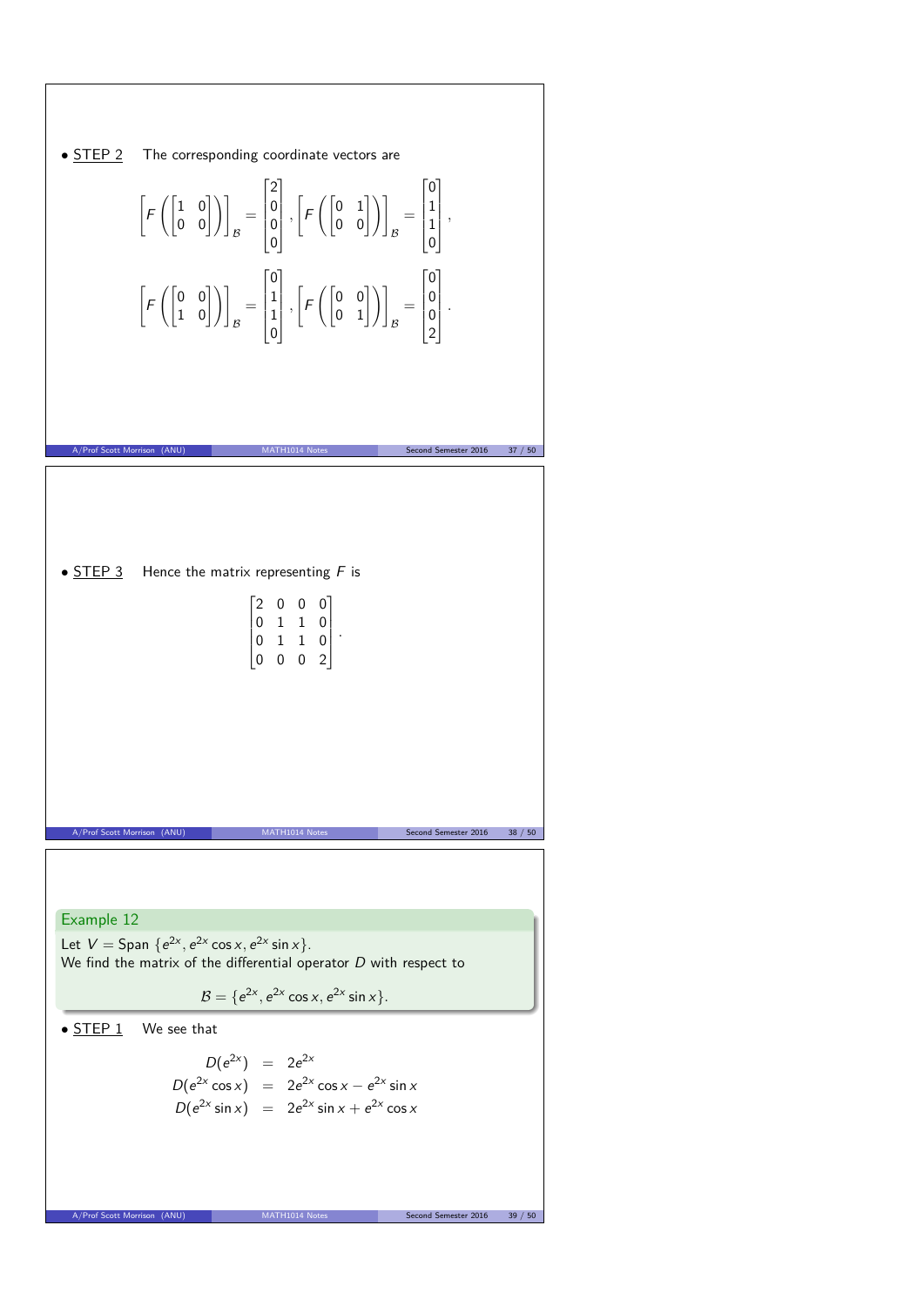• STEP 2 The corresponding coordinate vectors are

$$\left[F\left(\begin{bmatrix}1 & 0\\0 & 0\end{bmatrix}\right)\right]_{\mathcal{B}} = \begin{bmatrix}2\\0\\0\\0\end{bmatrix}, \left[F\left(\begin{bmatrix}0 & 1\\0 & 0\end{bmatrix}\right)\right]_{\mathcal{B}} = \begin{bmatrix}0\\1\\1\\0\end{bmatrix},$$

$$\left[F\left(\begin{bmatrix}0 & 0\\1 & 0\end{bmatrix}\right)\right]_{\mathcal{B}} = \begin{bmatrix}0\\1\\1\\0\end{bmatrix}, \left[F\left(\begin{bmatrix}0 & 0\\0 & 1\end{bmatrix}\right)\right]_{\mathcal{B}} = \begin{bmatrix}0\\0\\0\\2\end{bmatrix}.$$

• STEP 3 Hence the matrix representing $F$ is

$$\begin{bmatrix}2 & 0 & 0 & 0\\0 & 1 & 1 & 0\\0 & 1 & 1 & 0\\0 & 0 & 0 & 2\end{bmatrix}.$$

### Example 12

Let $V = \text{Span}\,\{e^{2x}, e^{2x}\cos x, e^{2x}\sin x\}$.
We find the matrix of the differential operator $D$ with respect to

$$\mathcal{B} = \{e^{2x}, e^{2x}\cos x, e^{2x}\sin x\}.$$

• STEP 1 We see that

$$\begin{aligned}
D(e^{2x}) &= 2e^{2x}\\
D(e^{2x}\cos x) &= 2e^{2x}\cos x - e^{2x}\sin x\\
D(e^{2x}\sin x) &= 2e^{2x}\sin x + e^{2x}\cos x
\end{aligned}$$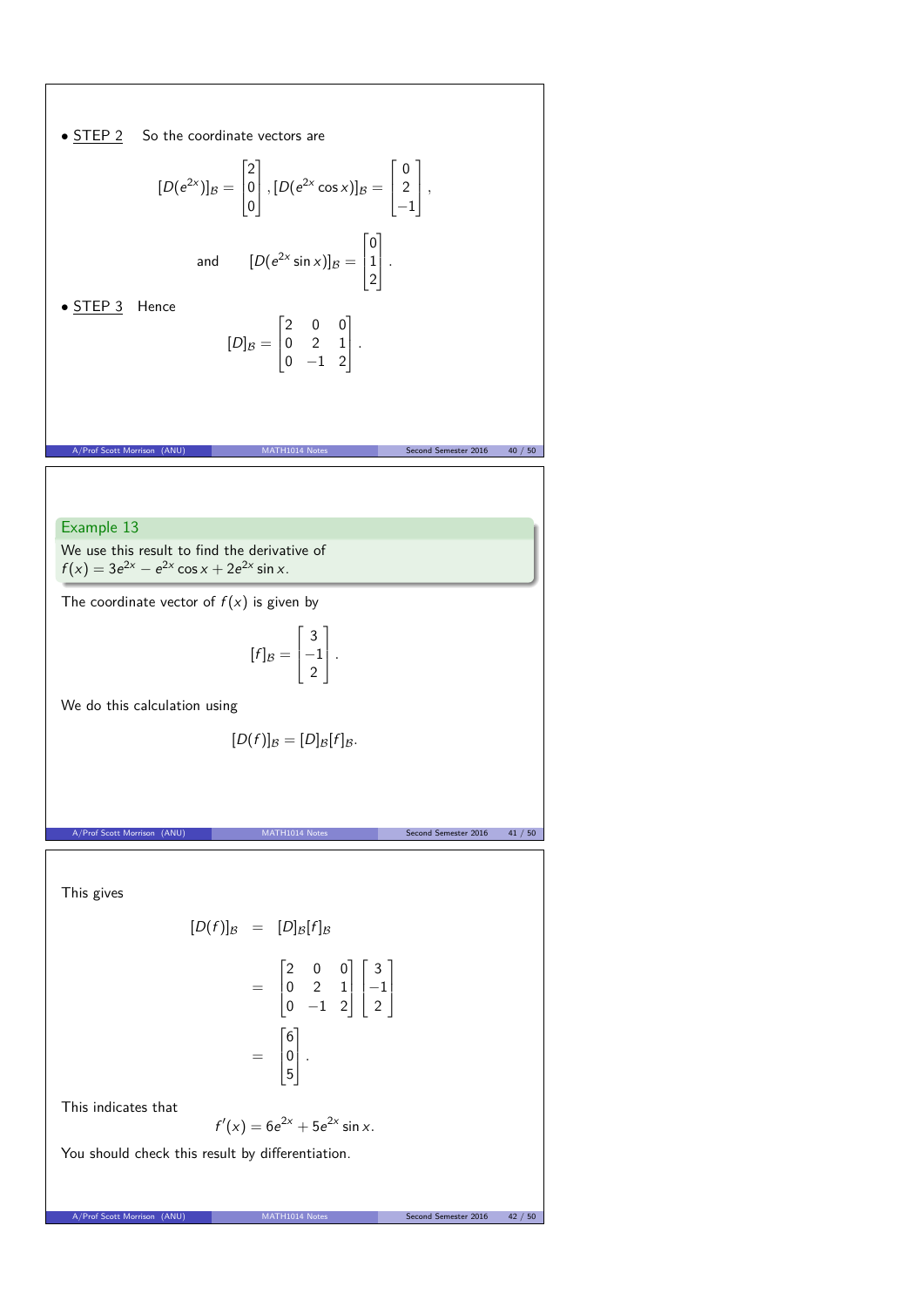- STEP 2 So the coordinate vectors are

$$[D(e^{2x})]_{\mathcal{B}} = \begin{bmatrix} 2 \\ 0 \\ 0 \end{bmatrix}, [D(e^{2x}\cos x)]_{\mathcal{B}} = \begin{bmatrix} 0 \\ 2 \\ -1 \end{bmatrix},$$

$$\text{and} \qquad [D(e^{2x}\sin x)]_{\mathcal{B}} = \begin{bmatrix} 0 \\ 1 \\ 2 \end{bmatrix}.$$

- STEP 3 Hence

$$[D]_{\mathcal{B}} = \begin{bmatrix} 2 & 0 & 0 \\ 0 & 2 & 1 \\ 0 & -1 & 2 \end{bmatrix}.$$

### Example 13

We use this result to find the derivative of $f(x) = 3e^{2x} - e^{2x}\cos x + 2e^{2x}\sin x$.

The coordinate vector of $f(x)$ is given by

$$[f]_{\mathcal{B}} = \begin{bmatrix} 3 \\ -1 \\ 2 \end{bmatrix}.$$

We do this calculation using

$$[D(f)]_{\mathcal{B}} = [D]_{\mathcal{B}}[f]_{\mathcal{B}}.$$

This gives

$$\begin{aligned} [D(f)]_{\mathcal{B}} &= [D]_{\mathcal{B}}[f]_{\mathcal{B}} \\ &= \begin{bmatrix} 2 & 0 & 0 \\ 0 & 2 & 1 \\ 0 & -1 & 2 \end{bmatrix} \begin{bmatrix} 3 \\ -1 \\ 2 \end{bmatrix} \\ &= \begin{bmatrix} 6 \\ 0 \\ 5 \end{bmatrix}. \end{aligned}$$

This indicates that

$$f'(x) = 6e^{2x} + 5e^{2x}\sin x.$$

You should check this result by differentiation.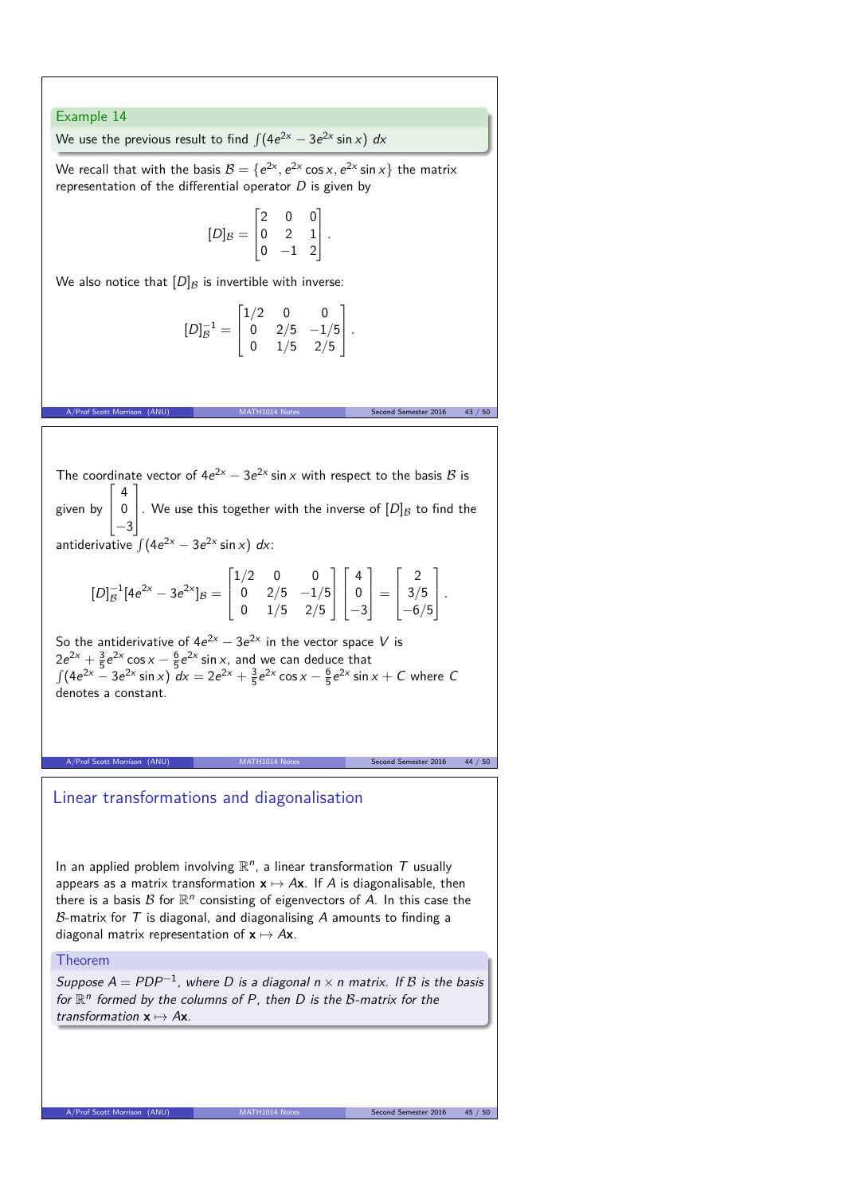### Example 14

We use the previous result to find $\int (4e^{2x} - 3e^{2x} \sin x)\ dx$

We recall that with the basis $\mathcal{B} = \{e^{2x}, e^{2x}\cos x, e^{2x}\sin x\}$ the matrix representation of the differential operator $D$ is given by

$$[D]_{\mathcal{B}} = \begin{bmatrix} 2 & 0 & 0 \\ 0 & 2 & 1 \\ 0 & -1 & 2 \end{bmatrix}.$$

We also notice that $[D]_{\mathcal{B}}$ is invertible with inverse:

$$[D]_{\mathcal{B}}^{-1} = \begin{bmatrix} 1/2 & 0 & 0 \\ 0 & 2/5 & -1/5 \\ 0 & 1/5 & 2/5 \end{bmatrix}.$$

The coordinate vector of $4e^{2x} - 3e^{2x}\sin x$ with respect to the basis $\mathcal{B}$ is given by $\begin{bmatrix} 4 \\ 0 \\ -3 \end{bmatrix}$. We use this together with the inverse of $[D]_{\mathcal{B}}$ to find the antiderivative $\int (4e^{2x} - 3e^{2x}\sin x)\ dx$:

$$[D]_{\mathcal{B}}^{-1}[4e^{2x} - 3e^{2x}]_{\mathcal{B}} = \begin{bmatrix} 1/2 & 0 & 0 \\ 0 & 2/5 & -1/5 \\ 0 & 1/5 & 2/5 \end{bmatrix} \begin{bmatrix} 4 \\ 0 \\ -3 \end{bmatrix} = \begin{bmatrix} 2 \\ 3/5 \\ -6/5 \end{bmatrix}.$$

So the antiderivative of $4e^{2x} - 3e^{2x}$ in the vector space $V$ is $2e^{2x} + \frac{3}{5}e^{2x}\cos x - \frac{6}{5}e^{2x}\sin x$, and we can deduce that $\int (4e^{2x} - 3e^{2x}\sin x)\ dx = 2e^{2x} + \frac{3}{5}e^{2x}\cos x - \frac{6}{5}e^{2x}\sin x + C$ where $C$ denotes a constant.

## Linear transformations and diagonalisation

In an applied problem involving $\mathbb{R}^n$, a linear transformation $T$ usually appears as a matrix transformation $\mathbf{x} \mapsto A\mathbf{x}$. If $A$ is diagonalisable, then there is a basis $\mathcal{B}$ for $\mathbb{R}^n$ consisting of eigenvectors of $A$. In this case the $\mathcal{B}$-matrix for $T$ is diagonal, and diagonalising $A$ amounts to finding a diagonal matrix representation of $\mathbf{x} \mapsto A\mathbf{x}$.

### Theorem

*Suppose $A = PDP^{-1}$, where $D$ is a diagonal $n \times n$ matrix. If $\mathcal{B}$ is the basis for $\mathbb{R}^n$ formed by the columns of $P$, then $D$ is the $\mathcal{B}$-matrix for the transformation $\mathbf{x} \mapsto A\mathbf{x}$.*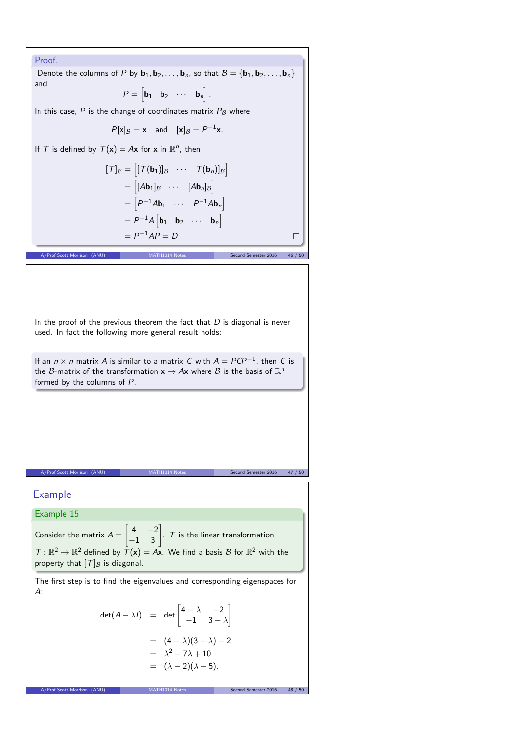**Proof.**

Denote the columns of $P$ by $\mathbf{b}_1, \mathbf{b}_2, \ldots, \mathbf{b}_n$, so that $\mathcal{B} = \{\mathbf{b}_1, \mathbf{b}_2, \ldots, \mathbf{b}_n\}$ and

$$P = \begin{bmatrix} \mathbf{b}_1 & \mathbf{b}_2 & \cdots & \mathbf{b}_n \end{bmatrix}.$$

In this case, $P$ is the change of coordinates matrix $P_{\mathcal{B}}$ where

$$P[\mathbf{x}]_{\mathcal{B}} = \mathbf{x} \quad \text{and} \quad [\mathbf{x}]_{\mathcal{B}} = P^{-1}\mathbf{x}.$$

If $T$ is defined by $T(\mathbf{x}) = A\mathbf{x}$ for $\mathbf{x}$ in $\mathbb{R}^n$, then

$$\begin{aligned}
[T]_{\mathcal{B}} &= \begin{bmatrix} [T(\mathbf{b}_1)]_{\mathcal{B}} & \cdots & T(\mathbf{b}_n)]_{\mathcal{B}} \end{bmatrix} \\
&= \begin{bmatrix} [A\mathbf{b}_1]_{\mathcal{B}} & \cdots & [A\mathbf{b}_n]_{\mathcal{B}} \end{bmatrix} \\
&= \begin{bmatrix} P^{-1}A\mathbf{b}_1 & \cdots & P^{-1}A\mathbf{b}_n \end{bmatrix} \\
&= P^{-1}A \begin{bmatrix} \mathbf{b}_1 & \mathbf{b}_2 & \cdots & \mathbf{b}_n \end{bmatrix} \\
&= P^{-1}AP = D
\end{aligned}$$

□

In the proof of the previous theorem the fact that $D$ is diagonal is never used. In fact the following more general result holds:

> If an $n \times n$ matrix $A$ is similar to a matrix $C$ with $A = PCP^{-1}$, then $C$ is the $\mathcal{B}$-matrix of the transformation $\mathbf{x} \to A\mathbf{x}$ where $\mathcal{B}$ is the basis of $\mathbb{R}^n$ formed by the columns of $P$.

## Example

**Example 15**

Consider the matrix $A = \begin{bmatrix} 4 & -2 \\ -1 & 3 \end{bmatrix}$. $T$ is the linear transformation $T : \mathbb{R}^2 \to \mathbb{R}^2$ defined by $T(\mathbf{x}) = A\mathbf{x}$. We find a basis $\mathcal{B}$ for $\mathbb{R}^2$ with the property that $[T]_{\mathcal{B}}$ is diagonal.

The first step is to find the eigenvalues and corresponding eigenspaces for $A$:

$$\begin{aligned}
\det(A - \lambda I) &= \det \begin{bmatrix} 4 - \lambda & -2 \\ -1 & 3 - \lambda \end{bmatrix} \\
&= (4 - \lambda)(3 - \lambda) - 2 \\
&= \lambda^2 - 7\lambda + 10 \\
&= (\lambda - 2)(\lambda - 5).
\end{aligned}$$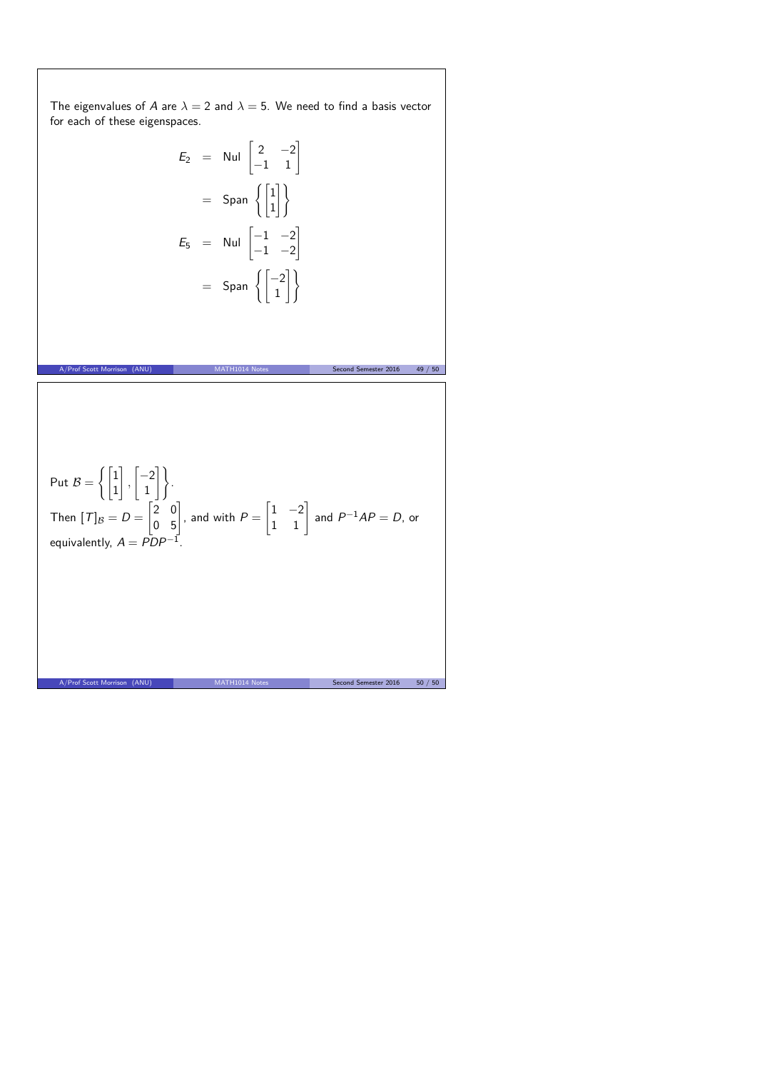The eigenvalues of $A$ are $\lambda = 2$ and $\lambda = 5$. We need to find a basis vector for each of these eigenspaces.

$$
\begin{aligned}
E_2 &= \text{Nul} \begin{bmatrix} 2 & -2 \\ -1 & 1 \end{bmatrix} \\
&= \text{Span} \left\{ \begin{bmatrix} 1 \\ 1 \end{bmatrix} \right\} \\
E_5 &= \text{Nul} \begin{bmatrix} -1 & -2 \\ -1 & -2 \end{bmatrix} \\
&= \text{Span} \left\{ \begin{bmatrix} -2 \\ 1 \end{bmatrix} \right\}
\end{aligned}
$$

Put $\mathcal{B} = \left\{ \begin{bmatrix} 1 \\ 1 \end{bmatrix}, \begin{bmatrix} -2 \\ 1 \end{bmatrix} \right\}$.

Then $[T]_{\mathcal{B}} = D = \begin{bmatrix} 2 & 0 \\ 0 & 5 \end{bmatrix}$, and with $P = \begin{bmatrix} 1 & -2 \\ 1 & 1 \end{bmatrix}$ and $P^{-1}AP = D$, or equivalently, $A = PDP^{-1}$.